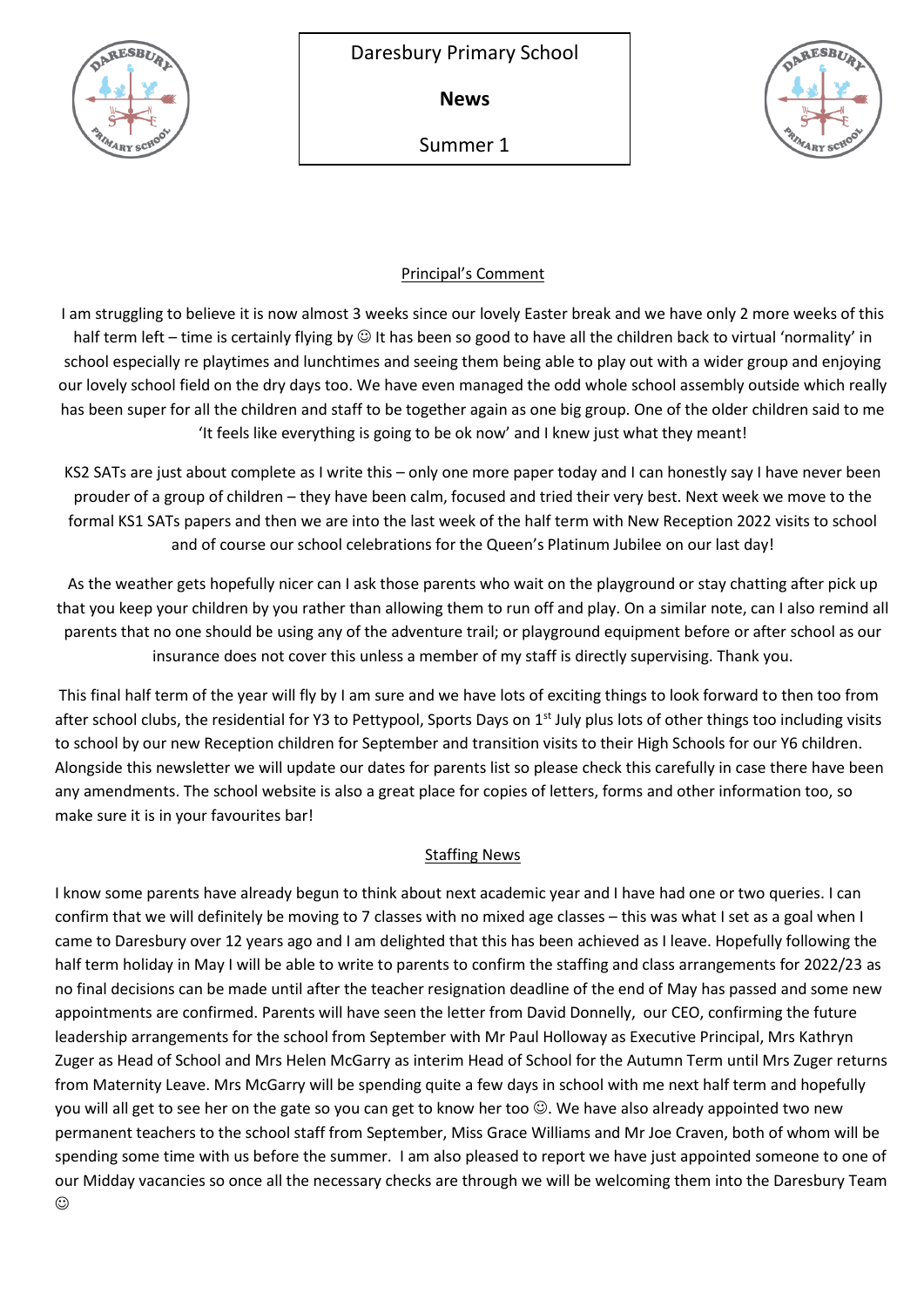# Daresbury Primary School

**News**

Summer 1

## Principal's Comment

I am struggling to believe it is now almost 3 weeks since our lovely Easter break and we have only 2 more weeks of this half term left – time is certainly flying by ☺ It has been so good to have all the children back to virtual 'normality' in school especially re playtimes and lunchtimes and seeing them being able to play out with a wider group and enjoying our lovely school field on the dry days too. We have even managed the odd whole school assembly outside which really has been super for all the children and staff to be together again as one big group. One of the older children said to me 'It feels like everything is going to be ok now' and I knew just what they meant!

KS2 SATs are just about complete as I write this – only one more paper today and I can honestly say I have never been prouder of a group of children – they have been calm, focused and tried their very best. Next week we move to the formal KS1 SATs papers and then we are into the last week of the half term with New Reception 2022 visits to school and of course our school celebrations for the Queen's Platinum Jubilee on our last day!

As the weather gets hopefully nicer can I ask those parents who wait on the playground or stay chatting after pick up that you keep your children by you rather than allowing them to run off and play. On a similar note, can I also remind all parents that no one should be using any of the adventure trail; or playground equipment before or after school as our insurance does not cover this unless a member of my staff is directly supervising. Thank you.

This final half term of the year will fly by I am sure and we have lots of exciting things to look forward to then too from after school clubs, the residential for Y3 to Pettypool, Sports Days on 1st July plus lots of other things too including visits to school by our new Reception children for September and transition visits to their High Schools for our Y6 children. Alongside this newsletter we will update our dates for parents list so please check this carefully in case there have been any amendments. The school website is also a great place for copies of letters, forms and other information too, so make sure it is in your favourites bar!

## Staffing News

I know some parents have already begun to think about next academic year and I have had one or two queries. I can confirm that we will definitely be moving to 7 classes with no mixed age classes – this was what I set as a goal when I came to Daresbury over 12 years ago and I am delighted that this has been achieved as I leave. Hopefully following the half term holiday in May I will be able to write to parents to confirm the staffing and class arrangements for 2022/23 as no final decisions can be made until after the teacher resignation deadline of the end of May has passed and some new appointments are confirmed. Parents will have seen the letter from David Donnelly, our CEO, confirming the future leadership arrangements for the school from September with Mr Paul Holloway as Executive Principal, Mrs Kathryn Zuger as Head of School and Mrs Helen McGarry as interim Head of School for the Autumn Term until Mrs Zuger returns from Maternity Leave. Mrs McGarry will be spending quite a few days in school with me next half term and hopefully you will all get to see her on the gate so you can get to know her too ☺. We have also already appointed two new permanent teachers to the school staff from September, Miss Grace Williams and Mr Joe Craven, both of whom will be spending some time with us before the summer. I am also pleased to report we have just appointed someone to one of our Midday vacancies so once all the necessary checks are through we will be welcoming them into the Daresbury Team ☺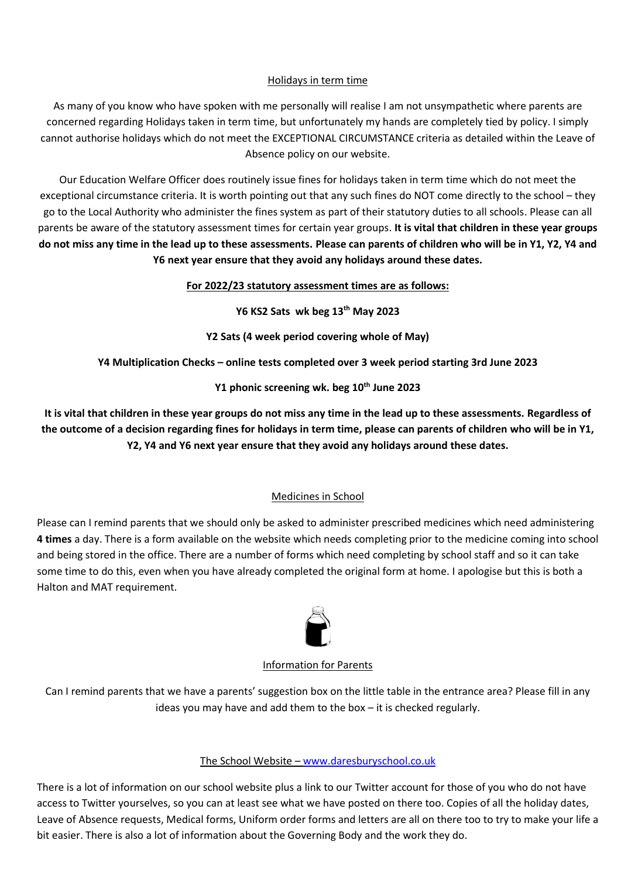## Holidays in term time

As many of you know who have spoken with me personally will realise I am not unsympathetic where parents are concerned regarding Holidays taken in term time, but unfortunately my hands are completely tied by policy. I simply cannot authorise holidays which do not meet the EXCEPTIONAL CIRCUMSTANCE criteria as detailed within the Leave of Absence policy on our website.

Our Education Welfare Officer does routinely issue fines for holidays taken in term time which do not meet the exceptional circumstance criteria. It is worth pointing out that any such fines do NOT come directly to the school – they go to the Local Authority who administer the fines system as part of their statutory duties to all schools. Please can all parents be aware of the statutory assessment times for certain year groups. **It is vital that children in these year groups do not miss any time in the lead up to these assessments. Please can parents of children who will be in Y1, Y2, Y4 and Y6 next year ensure that they avoid any holidays around these dates.**

**For 2022/23 statutory assessment times are as follows:**

**Y6 KS2 Sats wk beg 13th May 2023**

**Y2 Sats (4 week period covering whole of May)**

**Y4 Multiplication Checks – online tests completed over 3 week period starting 3rd June 2023**

**Y1 phonic screening wk. beg 10th June 2023**

**It is vital that children in these year groups do not miss any time in the lead up to these assessments. Regardless of the outcome of a decision regarding fines for holidays in term time, please can parents of children who will be in Y1, Y2, Y4 and Y6 next year ensure that they avoid any holidays around these dates.**

## Medicines in School

Please can I remind parents that we should only be asked to administer prescribed medicines which need administering **4 times** a day. There is a form available on the website which needs completing prior to the medicine coming into school and being stored in the office. There are a number of forms which need completing by school staff and so it can take some time to do this, even when you have already completed the original form at home. I apologise but this is both a Halton and MAT requirement.

## Information for Parents

Can I remind parents that we have a parents' suggestion box on the little table in the entrance area? Please fill in any ideas you may have and add them to the box – it is checked regularly.

## The School Website – www.daresburyschool.co.uk

There is a lot of information on our school website plus a link to our Twitter account for those of you who do not have access to Twitter yourselves, so you can at least see what we have posted on there too. Copies of all the holiday dates, Leave of Absence requests, Medical forms, Uniform order forms and letters are all on there too to try to make your life a bit easier. There is also a lot of information about the Governing Body and the work they do.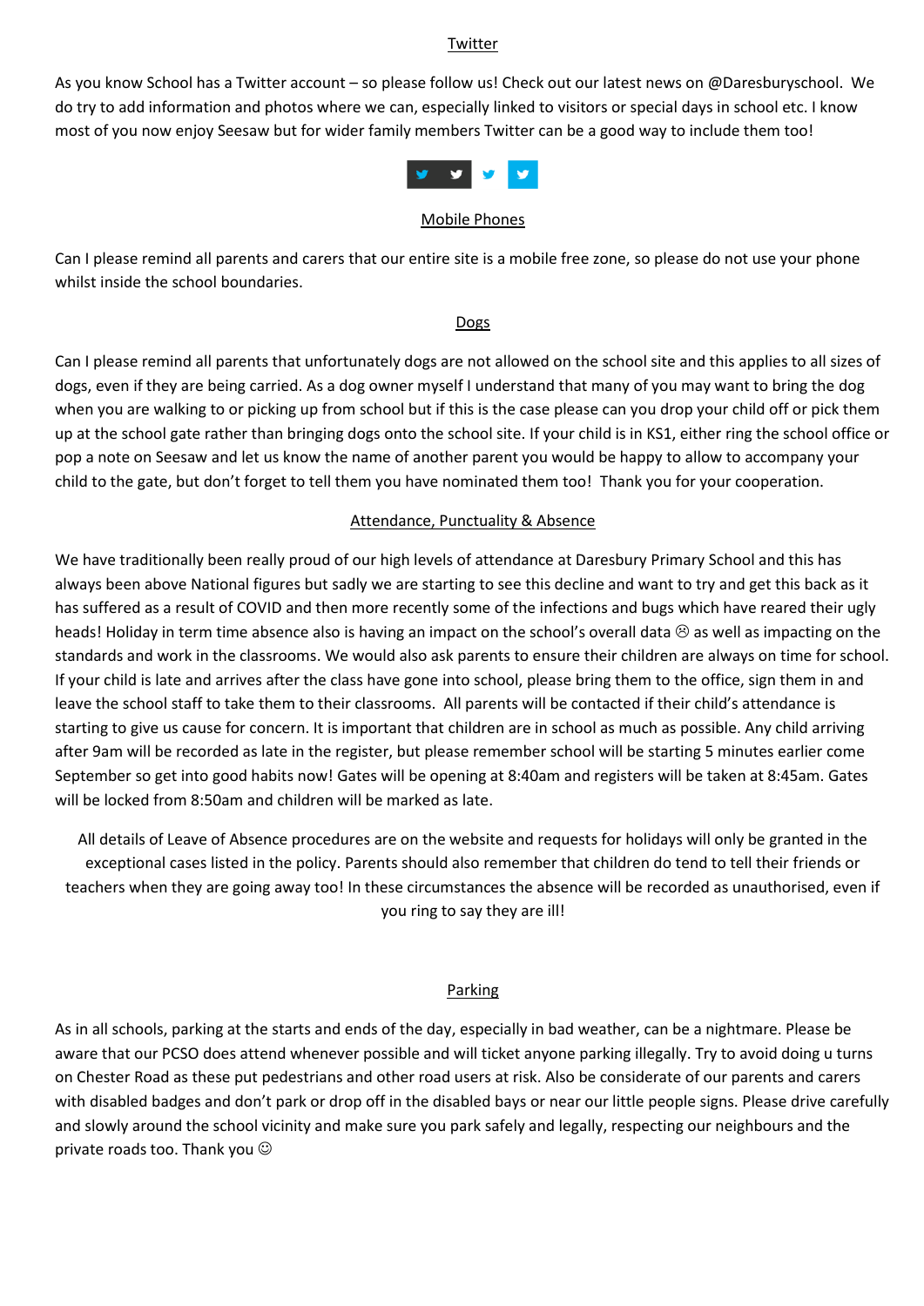## Twitter

As you know School has a Twitter account – so please follow us! Check out our latest news on @Daresburyschool. We do try to add information and photos where we can, especially linked to visitors or special days in school etc. I know most of you now enjoy Seesaw but for wider family members Twitter can be a good way to include them too!

## Mobile Phones

Can I please remind all parents and carers that our entire site is a mobile free zone, so please do not use your phone whilst inside the school boundaries.

## Dogs

Can I please remind all parents that unfortunately dogs are not allowed on the school site and this applies to all sizes of dogs, even if they are being carried. As a dog owner myself I understand that many of you may want to bring the dog when you are walking to or picking up from school but if this is the case please can you drop your child off or pick them up at the school gate rather than bringing dogs onto the school site. If your child is in KS1, either ring the school office or pop a note on Seesaw and let us know the name of another parent you would be happy to allow to accompany your child to the gate, but don't forget to tell them you have nominated them too! Thank you for your cooperation.

## Attendance, Punctuality & Absence

We have traditionally been really proud of our high levels of attendance at Daresbury Primary School and this has always been above National figures but sadly we are starting to see this decline and want to try and get this back as it has suffered as a result of COVID and then more recently some of the infections and bugs which have reared their ugly heads! Holiday in term time absence also is having an impact on the school's overall data ☹ as well as impacting on the standards and work in the classrooms. We would also ask parents to ensure their children are always on time for school. If your child is late and arrives after the class have gone into school, please bring them to the office, sign them in and leave the school staff to take them to their classrooms. All parents will be contacted if their child's attendance is starting to give us cause for concern. It is important that children are in school as much as possible. Any child arriving after 9am will be recorded as late in the register, but please remember school will be starting 5 minutes earlier come September so get into good habits now! Gates will be opening at 8:40am and registers will be taken at 8:45am. Gates will be locked from 8:50am and children will be marked as late.

All details of Leave of Absence procedures are on the website and requests for holidays will only be granted in the exceptional cases listed in the policy. Parents should also remember that children do tend to tell their friends or teachers when they are going away too! In these circumstances the absence will be recorded as unauthorised, even if you ring to say they are ill!

## Parking

As in all schools, parking at the starts and ends of the day, especially in bad weather, can be a nightmare. Please be aware that our PCSO does attend whenever possible and will ticket anyone parking illegally. Try to avoid doing u turns on Chester Road as these put pedestrians and other road users at risk. Also be considerate of our parents and carers with disabled badges and don't park or drop off in the disabled bays or near our little people signs. Please drive carefully and slowly around the school vicinity and make sure you park safely and legally, respecting our neighbours and the private roads too. Thank you ☺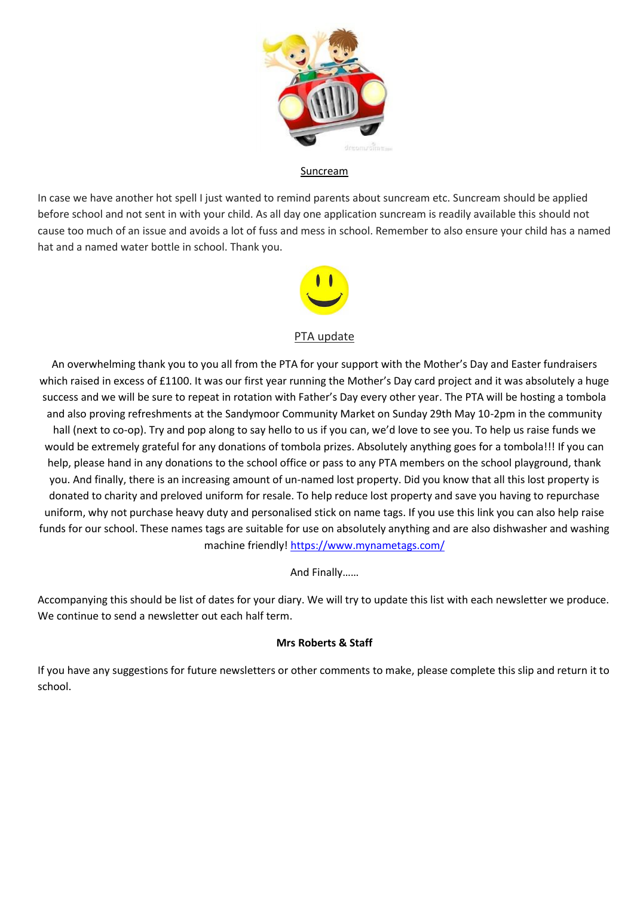## Suncream

In case we have another hot spell I just wanted to remind parents about suncream etc. Suncream should be applied before school and not sent in with your child. As all day one application suncream is readily available this should not cause too much of an issue and avoids a lot of fuss and mess in school. Remember to also ensure your child has a named hat and a named water bottle in school. Thank you.

## PTA update

An overwhelming thank you to you all from the PTA for your support with the Mother's Day and Easter fundraisers which raised in excess of £1100. It was our first year running the Mother's Day card project and it was absolutely a huge success and we will be sure to repeat in rotation with Father's Day every other year. The PTA will be hosting a tombola and also proving refreshments at the Sandymoor Community Market on Sunday 29th May 10-2pm in the community hall (next to co-op). Try and pop along to say hello to us if you can, we'd love to see you. To help us raise funds we would be extremely grateful for any donations of tombola prizes. Absolutely anything goes for a tombola!!! If you can help, please hand in any donations to the school office or pass to any PTA members on the school playground, thank you. And finally, there is an increasing amount of un-named lost property. Did you know that all this lost property is donated to charity and preloved uniform for resale. To help reduce lost property and save you having to repurchase uniform, why not purchase heavy duty and personalised stick on name tags. If you use this link you can also help raise funds for our school. These names tags are suitable for use on absolutely anything and are also dishwasher and washing machine friendly! https://www.mynametags.com/

And Finally……

Accompanying this should be list of dates for your diary. We will try to update this list with each newsletter we produce. We continue to send a newsletter out each half term.

**Mrs Roberts & Staff**

If you have any suggestions for future newsletters or other comments to make, please complete this slip and return it to school.